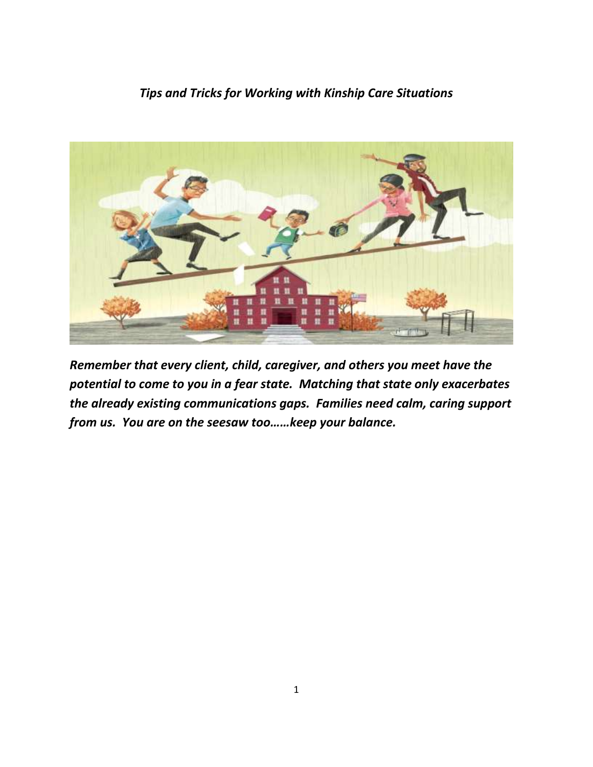***Tips and Tricks for Working with Kinship Care Situations***

***Remember that every client, child, caregiver, and others you meet have the potential to come to you in a fear state. Matching that state only exacerbates the already existing communications gaps. Families need calm, caring support from us. You are on the seesaw too……keep your balance.***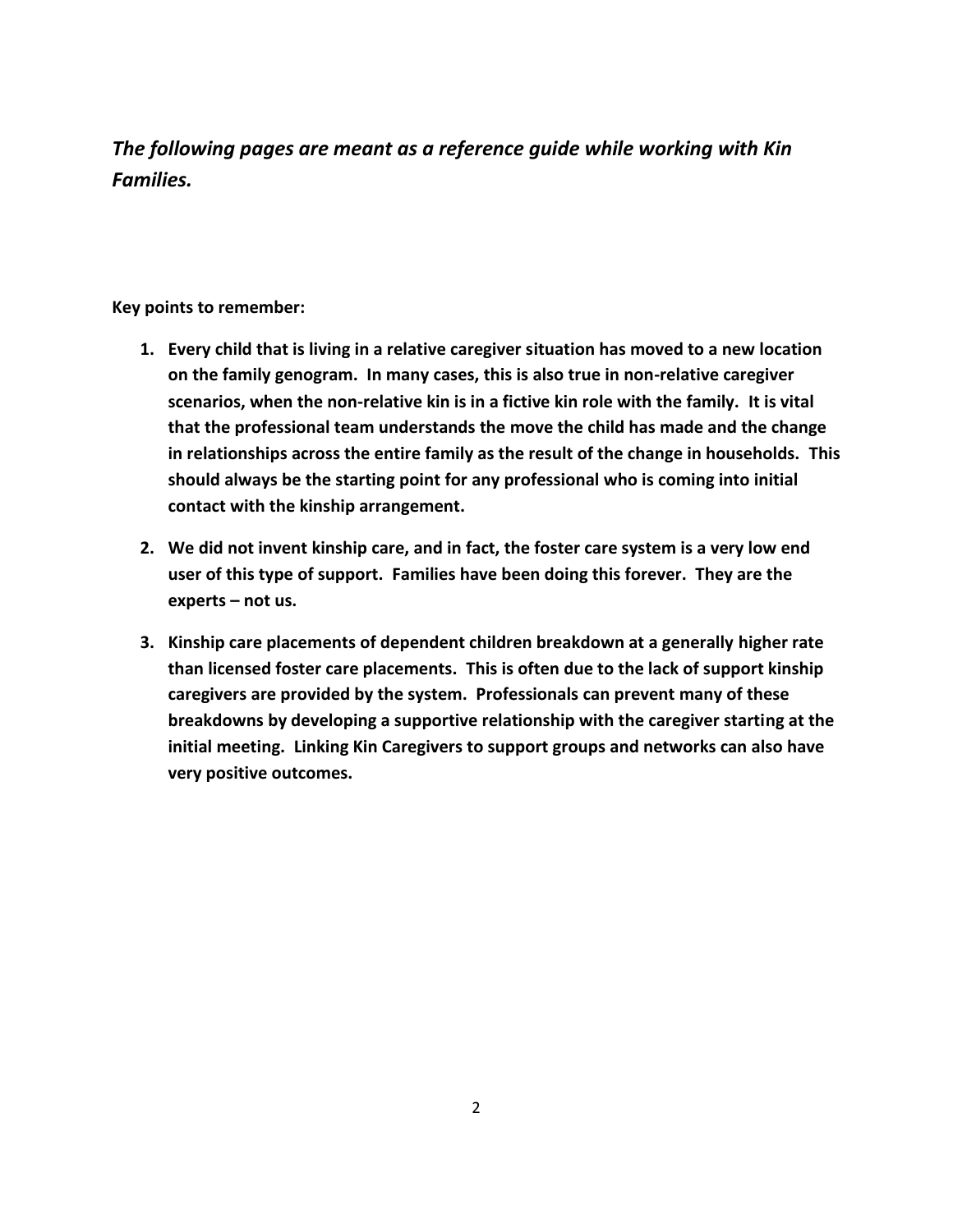***The following pages are meant as a reference guide while working with Kin Families.***

**Key points to remember:**

1. **Every child that is living in a relative caregiver situation has moved to a new location on the family genogram. In many cases, this is also true in non-relative caregiver scenarios, when the non-relative kin is in a fictive kin role with the family. It is vital that the professional team understands the move the child has made and the change in relationships across the entire family as the result of the change in households. This should always be the starting point for any professional who is coming into initial contact with the kinship arrangement.**

2. **We did not invent kinship care, and in fact, the foster care system is a very low end user of this type of support. Families have been doing this forever. They are the experts – not us.**

3. **Kinship care placements of dependent children breakdown at a generally higher rate than licensed foster care placements. This is often due to the lack of support kinship caregivers are provided by the system. Professionals can prevent many of these breakdowns by developing a supportive relationship with the caregiver starting at the initial meeting. Linking Kin Caregivers to support groups and networks can also have very positive outcomes.**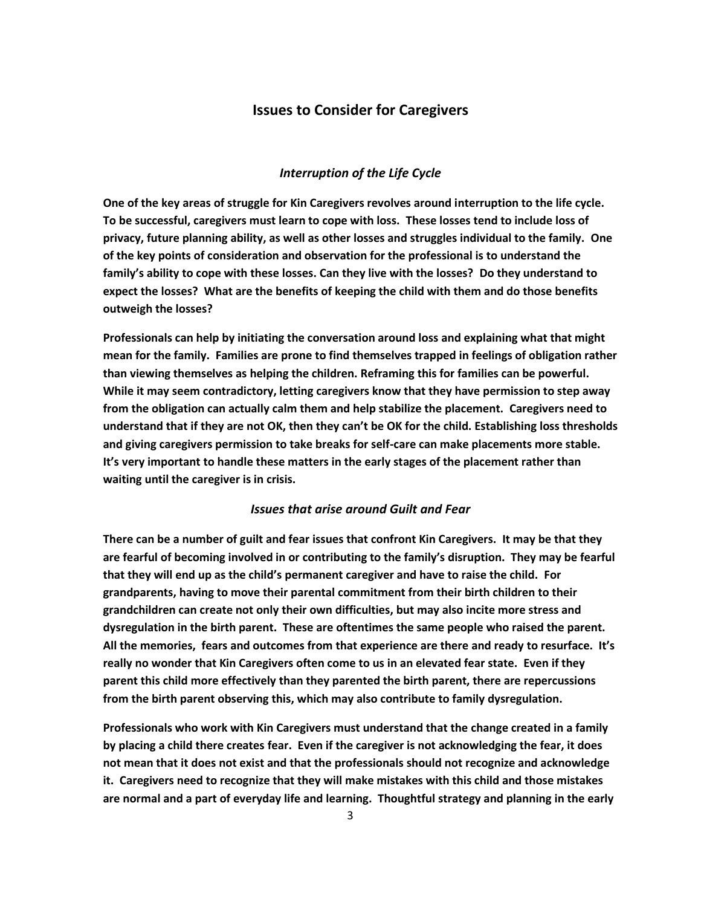## Issues to Consider for Caregivers

### *Interruption of the Life Cycle*

**One of the key areas of struggle for Kin Caregivers revolves around interruption to the life cycle. To be successful, caregivers must learn to cope with loss. These losses tend to include loss of privacy, future planning ability, as well as other losses and struggles individual to the family. One of the key points of consideration and observation for the professional is to understand the family's ability to cope with these losses. Can they live with the losses? Do they understand to expect the losses? What are the benefits of keeping the child with them and do those benefits outweigh the losses?**

**Professionals can help by initiating the conversation around loss and explaining what that might mean for the family. Families are prone to find themselves trapped in feelings of obligation rather than viewing themselves as helping the children. Reframing this for families can be powerful. While it may seem contradictory, letting caregivers know that they have permission to step away from the obligation can actually calm them and help stabilize the placement. Caregivers need to understand that if they are not OK, then they can't be OK for the child. Establishing loss thresholds and giving caregivers permission to take breaks for self-care can make placements more stable. It's very important to handle these matters in the early stages of the placement rather than waiting until the caregiver is in crisis.**

### *Issues that arise around Guilt and Fear*

**There can be a number of guilt and fear issues that confront Kin Caregivers. It may be that they are fearful of becoming involved in or contributing to the family's disruption. They may be fearful that they will end up as the child's permanent caregiver and have to raise the child. For grandparents, having to move their parental commitment from their birth children to their grandchildren can create not only their own difficulties, but may also incite more stress and dysregulation in the birth parent. These are oftentimes the same people who raised the parent. All the memories, fears and outcomes from that experience are there and ready to resurface. It's really no wonder that Kin Caregivers often come to us in an elevated fear state. Even if they parent this child more effectively than they parented the birth parent, there are repercussions from the birth parent observing this, which may also contribute to family dysregulation.**

**Professionals who work with Kin Caregivers must understand that the change created in a family by placing a child there creates fear. Even if the caregiver is not acknowledging the fear, it does not mean that it does not exist and that the professionals should not recognize and acknowledge it. Caregivers need to recognize that they will make mistakes with this child and those mistakes are normal and a part of everyday life and learning. Thoughtful strategy and planning in the early**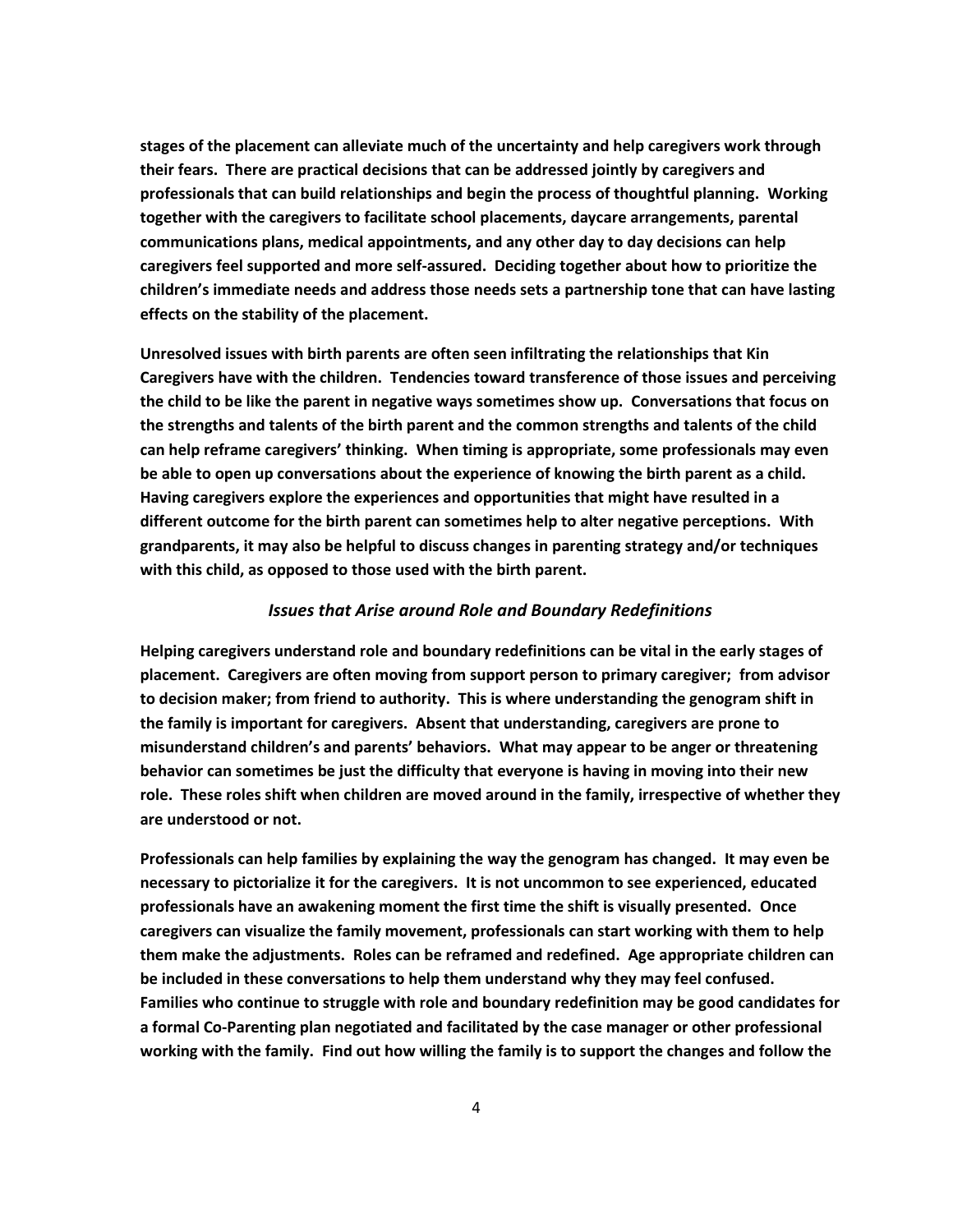**stages of the placement can alleviate much of the uncertainty and help caregivers work through their fears. There are practical decisions that can be addressed jointly by caregivers and professionals that can build relationships and begin the process of thoughtful planning. Working together with the caregivers to facilitate school placements, daycare arrangements, parental communications plans, medical appointments, and any other day to day decisions can help caregivers feel supported and more self-assured. Deciding together about how to prioritize the children's immediate needs and address those needs sets a partnership tone that can have lasting effects on the stability of the placement.**

**Unresolved issues with birth parents are often seen infiltrating the relationships that Kin Caregivers have with the children. Tendencies toward transference of those issues and perceiving the child to be like the parent in negative ways sometimes show up. Conversations that focus on the strengths and talents of the birth parent and the common strengths and talents of the child can help reframe caregivers' thinking. When timing is appropriate, some professionals may even be able to open up conversations about the experience of knowing the birth parent as a child. Having caregivers explore the experiences and opportunities that might have resulted in a different outcome for the birth parent can sometimes help to alter negative perceptions. With grandparents, it may also be helpful to discuss changes in parenting strategy and/or techniques with this child, as opposed to those used with the birth parent.**

### *Issues that Arise around Role and Boundary Redefinitions*

**Helping caregivers understand role and boundary redefinitions can be vital in the early stages of placement. Caregivers are often moving from support person to primary caregiver; from advisor to decision maker; from friend to authority. This is where understanding the genogram shift in the family is important for caregivers. Absent that understanding, caregivers are prone to misunderstand children's and parents' behaviors. What may appear to be anger or threatening behavior can sometimes be just the difficulty that everyone is having in moving into their new role. These roles shift when children are moved around in the family, irrespective of whether they are understood or not.**

**Professionals can help families by explaining the way the genogram has changed. It may even be necessary to pictorialize it for the caregivers. It is not uncommon to see experienced, educated professionals have an awakening moment the first time the shift is visually presented. Once caregivers can visualize the family movement, professionals can start working with them to help them make the adjustments. Roles can be reframed and redefined. Age appropriate children can be included in these conversations to help them understand why they may feel confused. Families who continue to struggle with role and boundary redefinition may be good candidates for a formal Co-Parenting plan negotiated and facilitated by the case manager or other professional working with the family. Find out how willing the family is to support the changes and follow the**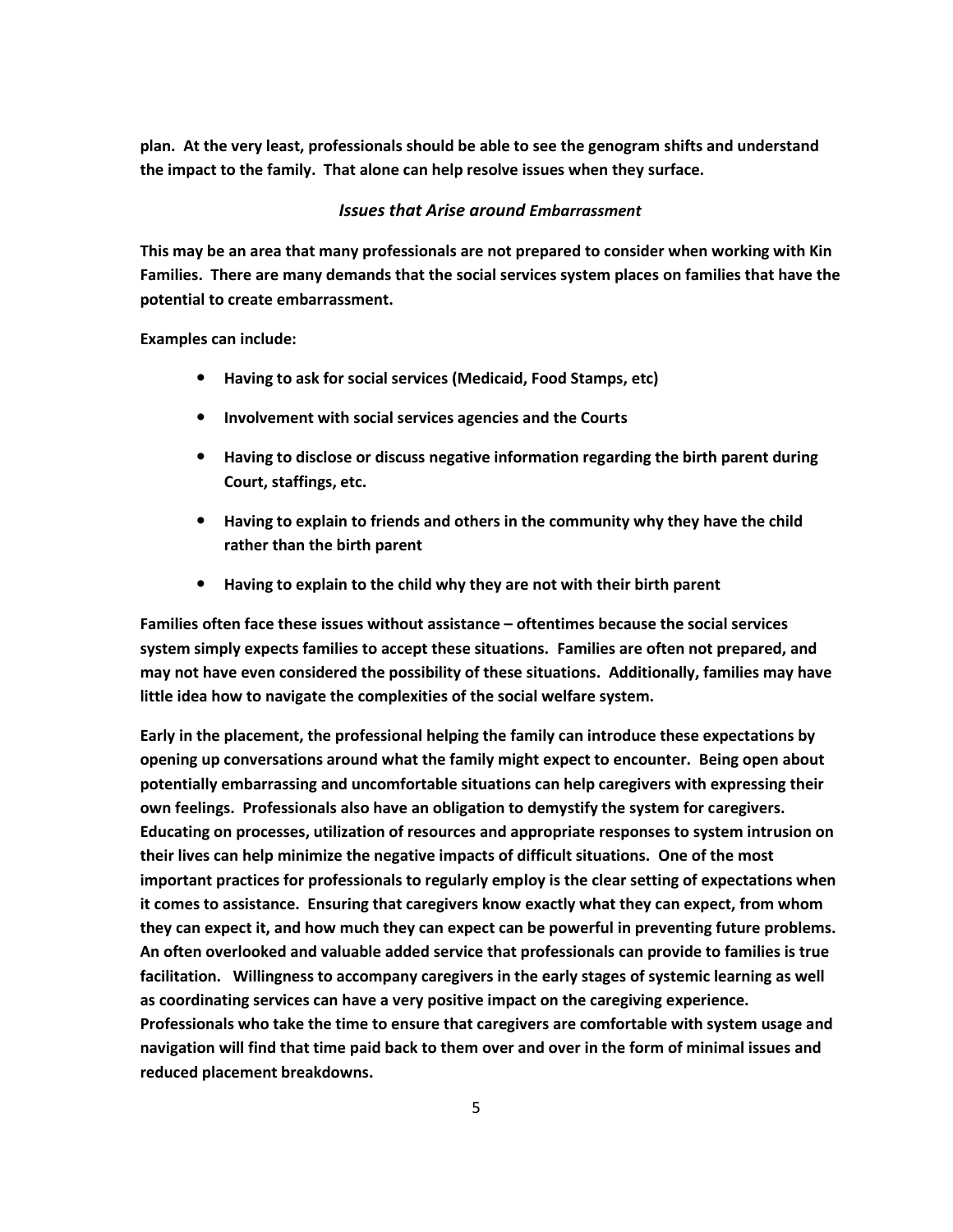**plan. At the very least, professionals should be able to see the genogram shifts and understand the impact to the family. That alone can help resolve issues when they surface.**

### *Issues that Arise around Embarrassment*

**This may be an area that many professionals are not prepared to consider when working with Kin Families. There are many demands that the social services system places on families that have the potential to create embarrassment.**

**Examples can include:**

- **Having to ask for social services (Medicaid, Food Stamps, etc)**
- **Involvement with social services agencies and the Courts**
- **Having to disclose or discuss negative information regarding the birth parent during Court, staffings, etc.**
- **Having to explain to friends and others in the community why they have the child rather than the birth parent**
- **Having to explain to the child why they are not with their birth parent**

**Families often face these issues without assistance – oftentimes because the social services system simply expects families to accept these situations. Families are often not prepared, and may not have even considered the possibility of these situations. Additionally, families may have little idea how to navigate the complexities of the social welfare system.**

**Early in the placement, the professional helping the family can introduce these expectations by opening up conversations around what the family might expect to encounter. Being open about potentially embarrassing and uncomfortable situations can help caregivers with expressing their own feelings. Professionals also have an obligation to demystify the system for caregivers. Educating on processes, utilization of resources and appropriate responses to system intrusion on their lives can help minimize the negative impacts of difficult situations. One of the most important practices for professionals to regularly employ is the clear setting of expectations when it comes to assistance. Ensuring that caregivers know exactly what they can expect, from whom they can expect it, and how much they can expect can be powerful in preventing future problems. An often overlooked and valuable added service that professionals can provide to families is true facilitation. Willingness to accompany caregivers in the early stages of systemic learning as well as coordinating services can have a very positive impact on the caregiving experience. Professionals who take the time to ensure that caregivers are comfortable with system usage and navigation will find that time paid back to them over and over in the form of minimal issues and reduced placement breakdowns.**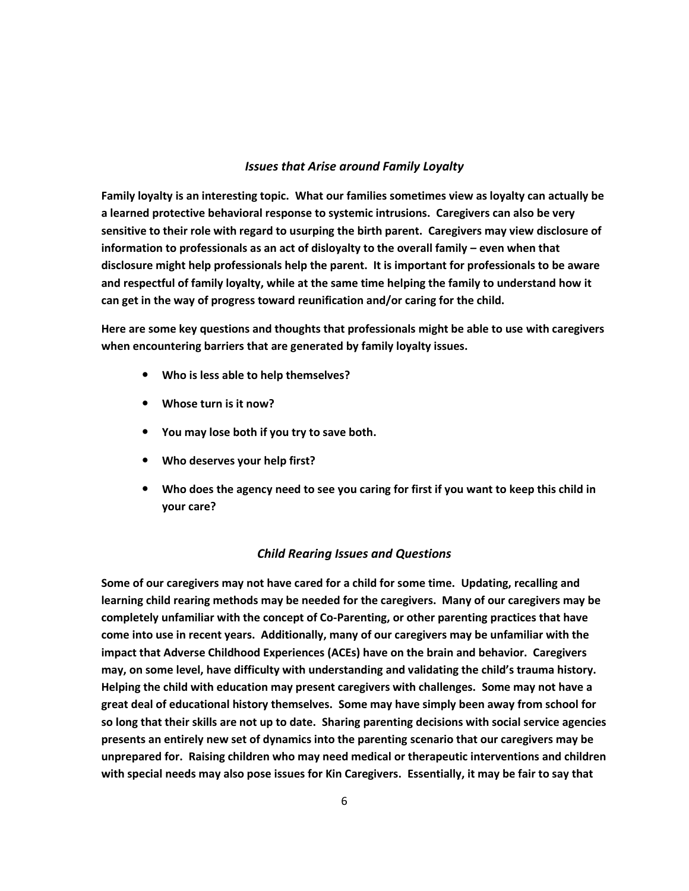### *Issues that Arise around Family Loyalty*

**Family loyalty is an interesting topic. What our families sometimes view as loyalty can actually be a learned protective behavioral response to systemic intrusions. Caregivers can also be very sensitive to their role with regard to usurping the birth parent. Caregivers may view disclosure of information to professionals as an act of disloyalty to the overall family – even when that disclosure might help professionals help the parent. It is important for professionals to be aware and respectful of family loyalty, while at the same time helping the family to understand how it can get in the way of progress toward reunification and/or caring for the child.**

**Here are some key questions and thoughts that professionals might be able to use with caregivers when encountering barriers that are generated by family loyalty issues.**

- **Who is less able to help themselves?**
- **Whose turn is it now?**
- **You may lose both if you try to save both.**
- **Who deserves your help first?**
- **Who does the agency need to see you caring for first if you want to keep this child in your care?**

### *Child Rearing Issues and Questions*

**Some of our caregivers may not have cared for a child for some time. Updating, recalling and learning child rearing methods may be needed for the caregivers. Many of our caregivers may be completely unfamiliar with the concept of Co-Parenting, or other parenting practices that have come into use in recent years. Additionally, many of our caregivers may be unfamiliar with the impact that Adverse Childhood Experiences (ACEs) have on the brain and behavior. Caregivers may, on some level, have difficulty with understanding and validating the child's trauma history. Helping the child with education may present caregivers with challenges. Some may not have a great deal of educational history themselves. Some may have simply been away from school for so long that their skills are not up to date. Sharing parenting decisions with social service agencies presents an entirely new set of dynamics into the parenting scenario that our caregivers may be unprepared for. Raising children who may need medical or therapeutic interventions and children with special needs may also pose issues for Kin Caregivers. Essentially, it may be fair to say that**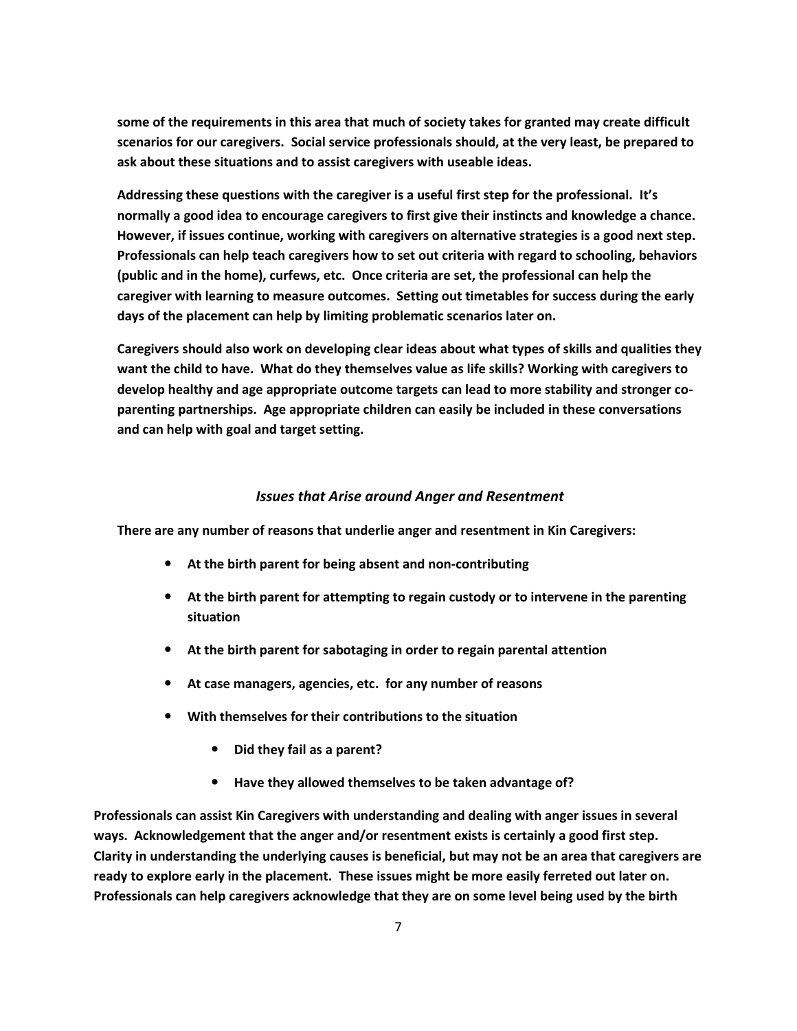**some of the requirements in this area that much of society takes for granted may create difficult scenarios for our caregivers. Social service professionals should, at the very least, be prepared to ask about these situations and to assist caregivers with useable ideas.**

**Addressing these questions with the caregiver is a useful first step for the professional. It's normally a good idea to encourage caregivers to first give their instincts and knowledge a chance. However, if issues continue, working with caregivers on alternative strategies is a good next step. Professionals can help teach caregivers how to set out criteria with regard to schooling, behaviors (public and in the home), curfews, etc. Once criteria are set, the professional can help the caregiver with learning to measure outcomes. Setting out timetables for success during the early days of the placement can help by limiting problematic scenarios later on.**

**Caregivers should also work on developing clear ideas about what types of skills and qualities they want the child to have. What do they themselves value as life skills? Working with caregivers to develop healthy and age appropriate outcome targets can lead to more stability and stronger co-parenting partnerships. Age appropriate children can easily be included in these conversations and can help with goal and target setting.**

### *Issues that Arise around Anger and Resentment*

**There are any number of reasons that underlie anger and resentment in Kin Caregivers:**

- **At the birth parent for being absent and non-contributing**
- **At the birth parent for attempting to regain custody or to intervene in the parenting situation**
- **At the birth parent for sabotaging in order to regain parental attention**
- **At case managers, agencies, etc. for any number of reasons**
- **With themselves for their contributions to the situation**
    - **Did they fail as a parent?**
    - **Have they allowed themselves to be taken advantage of?**

**Professionals can assist Kin Caregivers with understanding and dealing with anger issues in several ways. Acknowledgement that the anger and/or resentment exists is certainly a good first step. Clarity in understanding the underlying causes is beneficial, but may not be an area that caregivers are ready to explore early in the placement. These issues might be more easily ferreted out later on. Professionals can help caregivers acknowledge that they are on some level being used by the birth**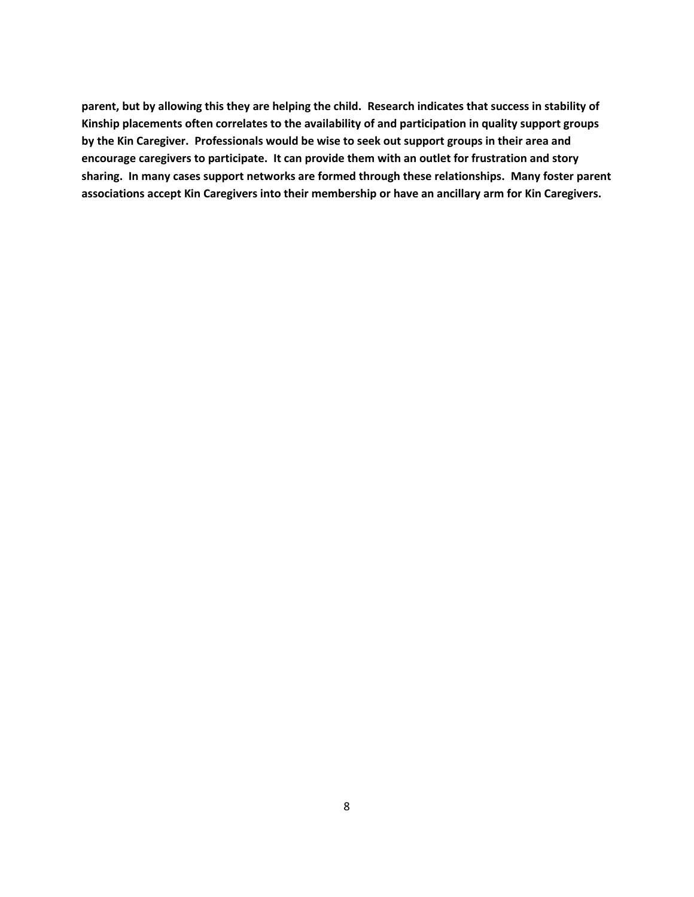**parent, but by allowing this they are helping the child. Research indicates that success in stability of Kinship placements often correlates to the availability of and participation in quality support groups by the Kin Caregiver. Professionals would be wise to seek out support groups in their area and encourage caregivers to participate. It can provide them with an outlet for frustration and story sharing. In many cases support networks are formed through these relationships. Many foster parent associations accept Kin Caregivers into their membership or have an ancillary arm for Kin Caregivers.**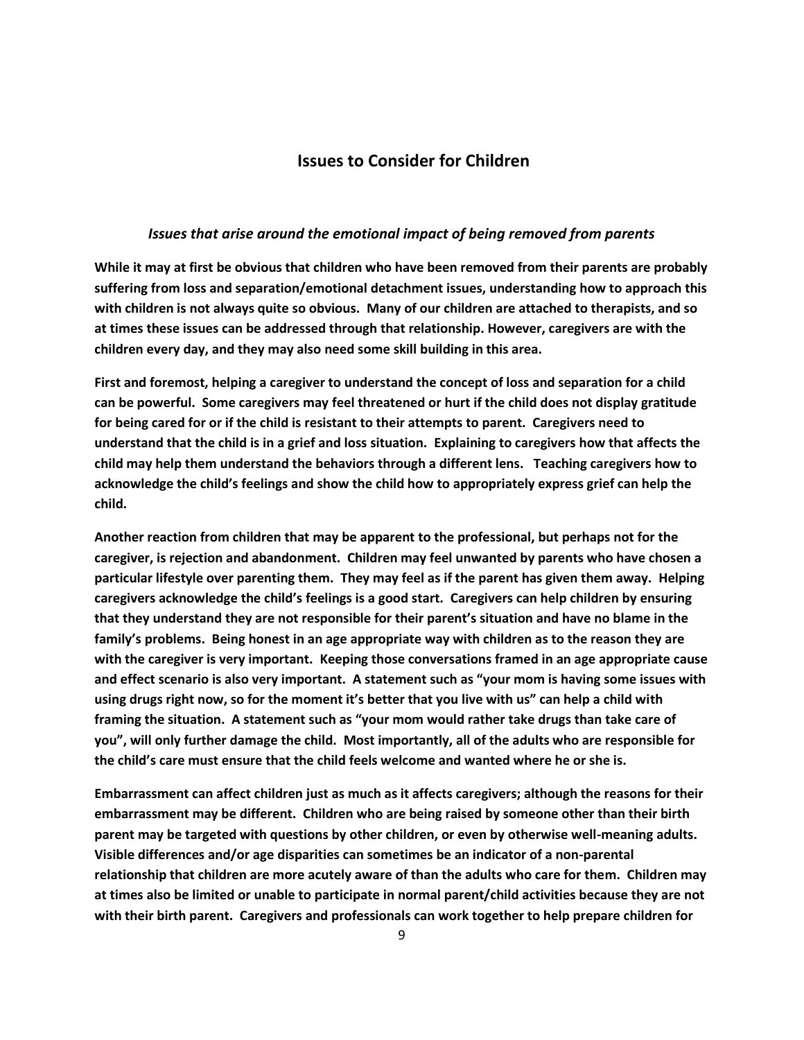## Issues to Consider for Children

### *Issues that arise around the emotional impact of being removed from parents*

**While it may at first be obvious that children who have been removed from their parents are probably suffering from loss and separation/emotional detachment issues, understanding how to approach this with children is not always quite so obvious. Many of our children are attached to therapists, and so at times these issues can be addressed through that relationship. However, caregivers are with the children every day, and they may also need some skill building in this area.**

**First and foremost, helping a caregiver to understand the concept of loss and separation for a child can be powerful. Some caregivers may feel threatened or hurt if the child does not display gratitude for being cared for or if the child is resistant to their attempts to parent. Caregivers need to understand that the child is in a grief and loss situation. Explaining to caregivers how that affects the child may help them understand the behaviors through a different lens. Teaching caregivers how to acknowledge the child's feelings and show the child how to appropriately express grief can help the child.**

**Another reaction from children that may be apparent to the professional, but perhaps not for the caregiver, is rejection and abandonment. Children may feel unwanted by parents who have chosen a particular lifestyle over parenting them. They may feel as if the parent has given them away. Helping caregivers acknowledge the child's feelings is a good start. Caregivers can help children by ensuring that they understand they are not responsible for their parent's situation and have no blame in the family's problems. Being honest in an age appropriate way with children as to the reason they are with the caregiver is very important. Keeping those conversations framed in an age appropriate cause and effect scenario is also very important. A statement such as "your mom is having some issues with using drugs right now, so for the moment it's better that you live with us" can help a child with framing the situation. A statement such as "your mom would rather take drugs than take care of you", will only further damage the child. Most importantly, all of the adults who are responsible for the child's care must ensure that the child feels welcome and wanted where he or she is.**

**Embarrassment can affect children just as much as it affects caregivers; although the reasons for their embarrassment may be different. Children who are being raised by someone other than their birth parent may be targeted with questions by other children, or even by otherwise well-meaning adults. Visible differences and/or age disparities can sometimes be an indicator of a non-parental relationship that children are more acutely aware of than the adults who care for them. Children may at times also be limited or unable to participate in normal parent/child activities because they are not with their birth parent. Caregivers and professionals can work together to help prepare children for**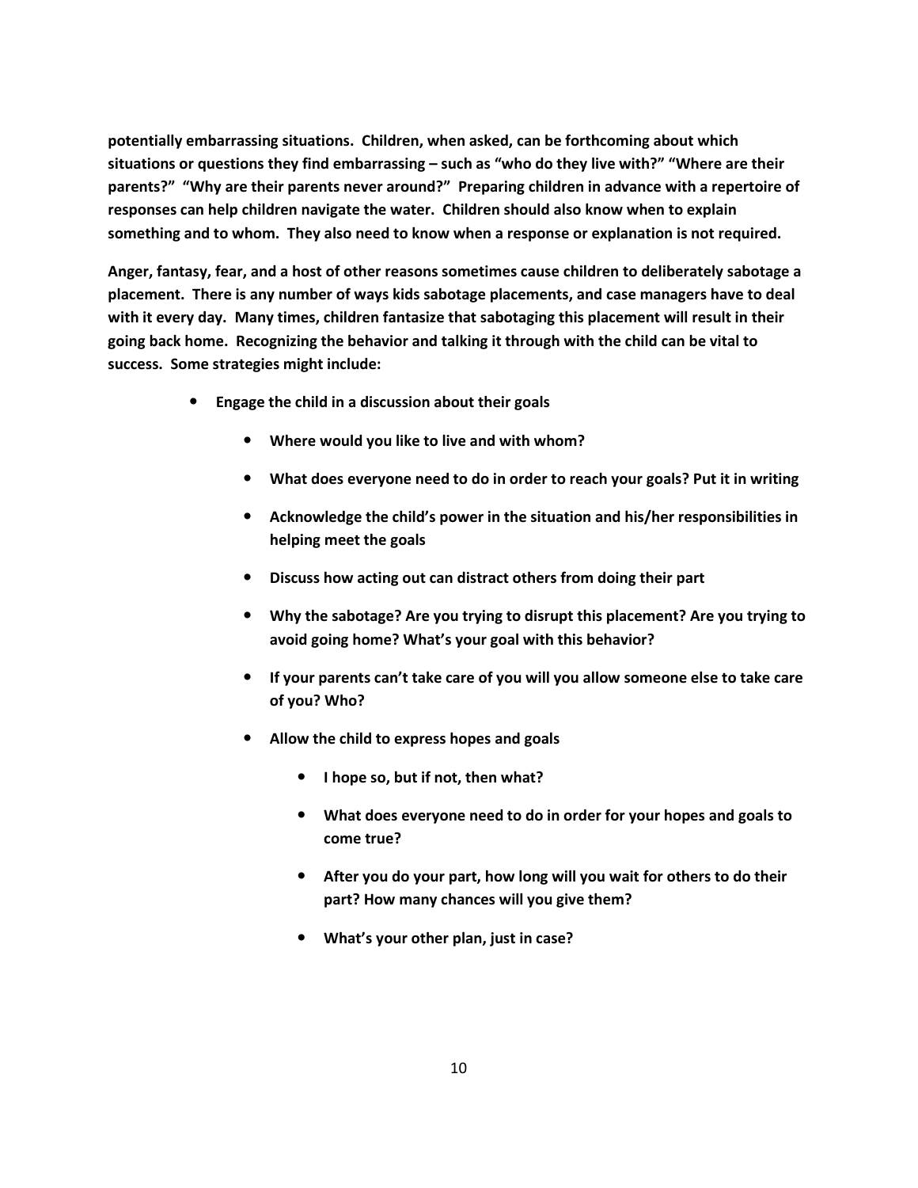**potentially embarrassing situations. Children, when asked, can be forthcoming about which situations or questions they find embarrassing – such as "who do they live with?" "Where are their parents?" "Why are their parents never around?" Preparing children in advance with a repertoire of responses can help children navigate the water. Children should also know when to explain something and to whom. They also need to know when a response or explanation is not required.**

**Anger, fantasy, fear, and a host of other reasons sometimes cause children to deliberately sabotage a placement. There is any number of ways kids sabotage placements, and case managers have to deal with it every day. Many times, children fantasize that sabotaging this placement will result in their going back home. Recognizing the behavior and talking it through with the child can be vital to success. Some strategies might include:**

- **Engage the child in a discussion about their goals**
  - **Where would you like to live and with whom?**
  - **What does everyone need to do in order to reach your goals? Put it in writing**
  - **Acknowledge the child's power in the situation and his/her responsibilities in helping meet the goals**
  - **Discuss how acting out can distract others from doing their part**
  - **Why the sabotage? Are you trying to disrupt this placement? Are you trying to avoid going home? What's your goal with this behavior?**
  - **If your parents can't take care of you will you allow someone else to take care of you? Who?**
  - **Allow the child to express hopes and goals**
    - **I hope so, but if not, then what?**
    - **What does everyone need to do in order for your hopes and goals to come true?**
    - **After you do your part, how long will you wait for others to do their part? How many chances will you give them?**
    - **What's your other plan, just in case?**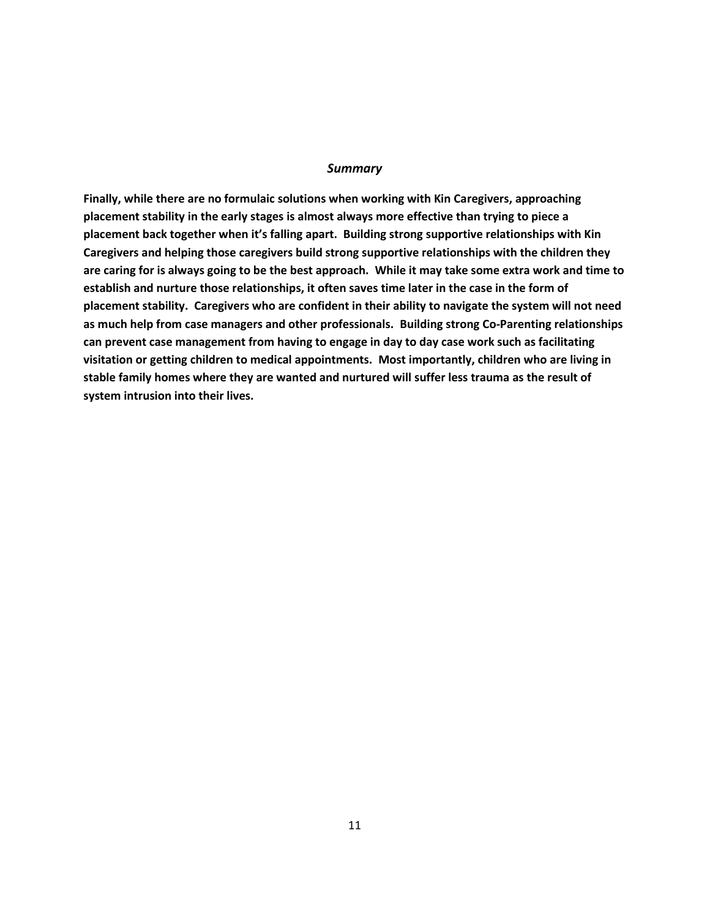## *Summary*

**Finally, while there are no formulaic solutions when working with Kin Caregivers, approaching placement stability in the early stages is almost always more effective than trying to piece a placement back together when it's falling apart. Building strong supportive relationships with Kin Caregivers and helping those caregivers build strong supportive relationships with the children they are caring for is always going to be the best approach. While it may take some extra work and time to establish and nurture those relationships, it often saves time later in the case in the form of placement stability. Caregivers who are confident in their ability to navigate the system will not need as much help from case managers and other professionals. Building strong Co-Parenting relationships can prevent case management from having to engage in day to day case work such as facilitating visitation or getting children to medical appointments. Most importantly, children who are living in stable family homes where they are wanted and nurtured will suffer less trauma as the result of system intrusion into their lives.**